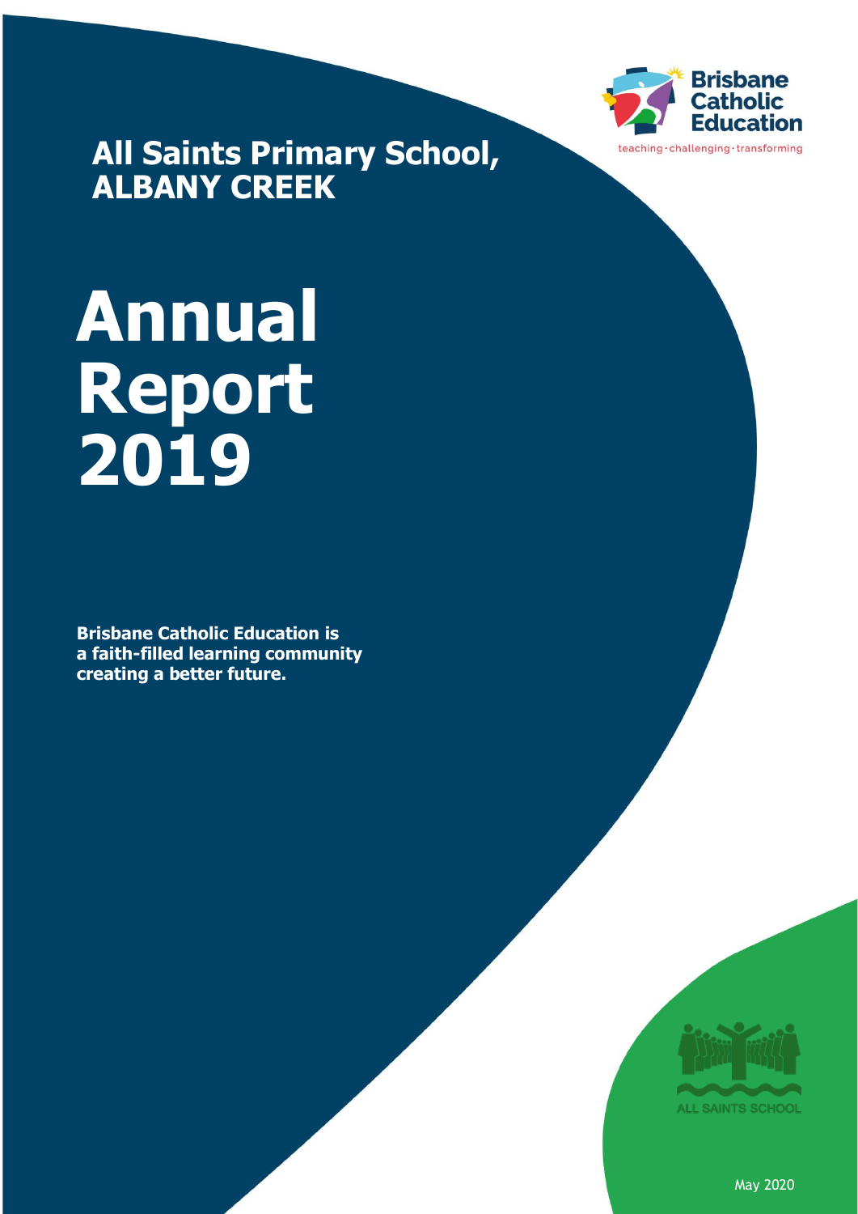Brisbane Catholic Education

teaching · challenging · transforming

**All Saints Primary School, ALBANY CREEK**

# Annual Report 2019

**Brisbane Catholic Education is a faith-filled learning community creating a better future.**

ALL SAINTS SCHOOL

May 2020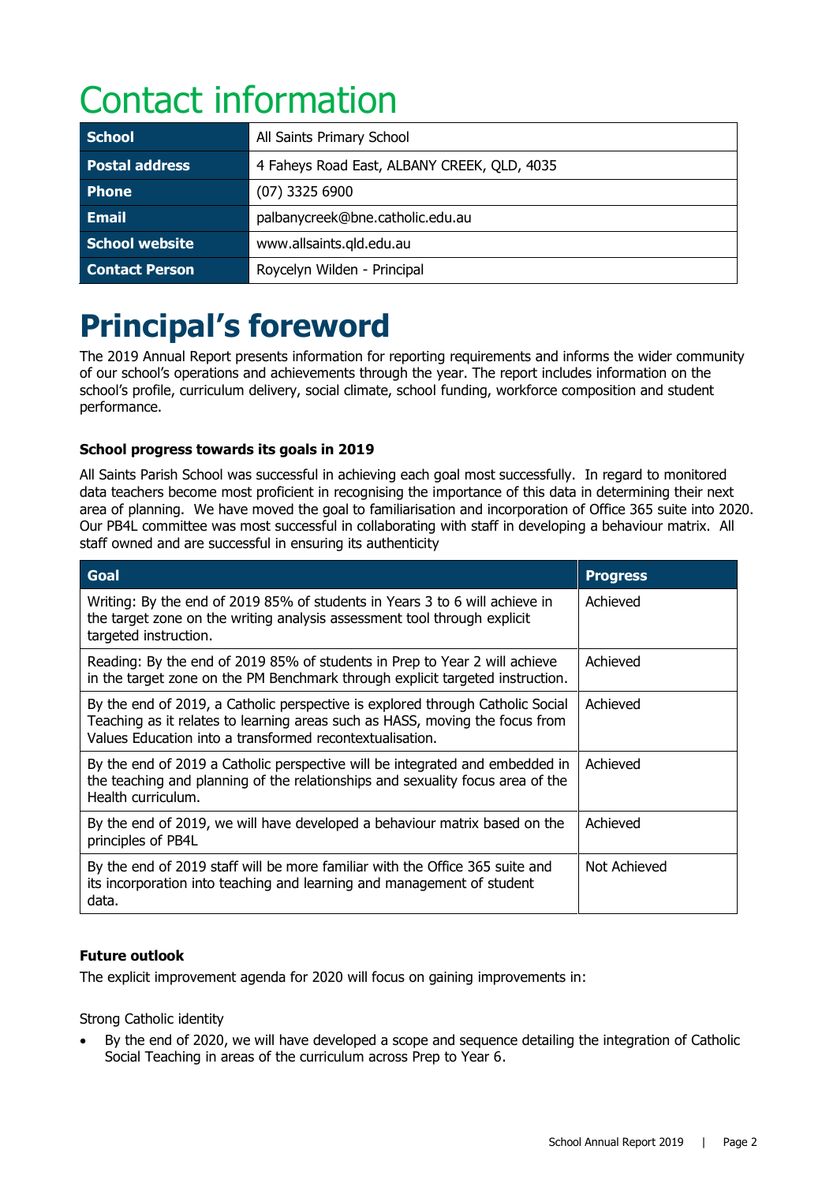# Contact information

| School | All Saints Primary School |
|---|---|
| Postal address | 4 Faheys Road East, ALBANY CREEK, QLD, 4035 |
| Phone | (07) 3325 6900 |
| Email | palbanycreek@bne.catholic.edu.au |
| School website | www.allsaints.qld.edu.au |
| Contact Person | Roycelyn Wilden - Principal |

# Principal's foreword

The 2019 Annual Report presents information for reporting requirements and informs the wider community of our school's operations and achievements through the year. The report includes information on the school's profile, curriculum delivery, social climate, school funding, workforce composition and student performance.

### School progress towards its goals in 2019

All Saints Parish School was successful in achieving each goal most successfully. In regard to monitored data teachers become most proficient in recognising the importance of this data in determining their next area of planning. We have moved the goal to familiarisation and incorporation of Office 365 suite into 2020. Our PB4L committee was most successful in collaborating with staff in developing a behaviour matrix. All staff owned and are successful in ensuring its authenticity

| Goal | Progress |
|---|---|
| Writing: By the end of 2019 85% of students in Years 3 to 6 will achieve in the target zone on the writing analysis assessment tool through explicit targeted instruction. | Achieved |
| Reading: By the end of 2019 85% of students in Prep to Year 2 will achieve in the target zone on the PM Benchmark through explicit targeted instruction. | Achieved |
| By the end of 2019, a Catholic perspective is explored through Catholic Social Teaching as it relates to learning areas such as HASS, moving the focus from Values Education into a transformed recontextualisation. | Achieved |
| By the end of 2019 a Catholic perspective will be integrated and embedded in the teaching and planning of the relationships and sexuality focus area of the Health curriculum. | Achieved |
| By the end of 2019, we will have developed a behaviour matrix based on the principles of PB4L | Achieved |
| By the end of 2019 staff will be more familiar with the Office 365 suite and its incorporation into teaching and learning and management of student data. | Not Achieved |

### Future outlook

The explicit improvement agenda for 2020 will focus on gaining improvements in:

Strong Catholic identity

- By the end of 2020, we will have developed a scope and sequence detailing the integration of Catholic Social Teaching in areas of the curriculum across Prep to Year 6.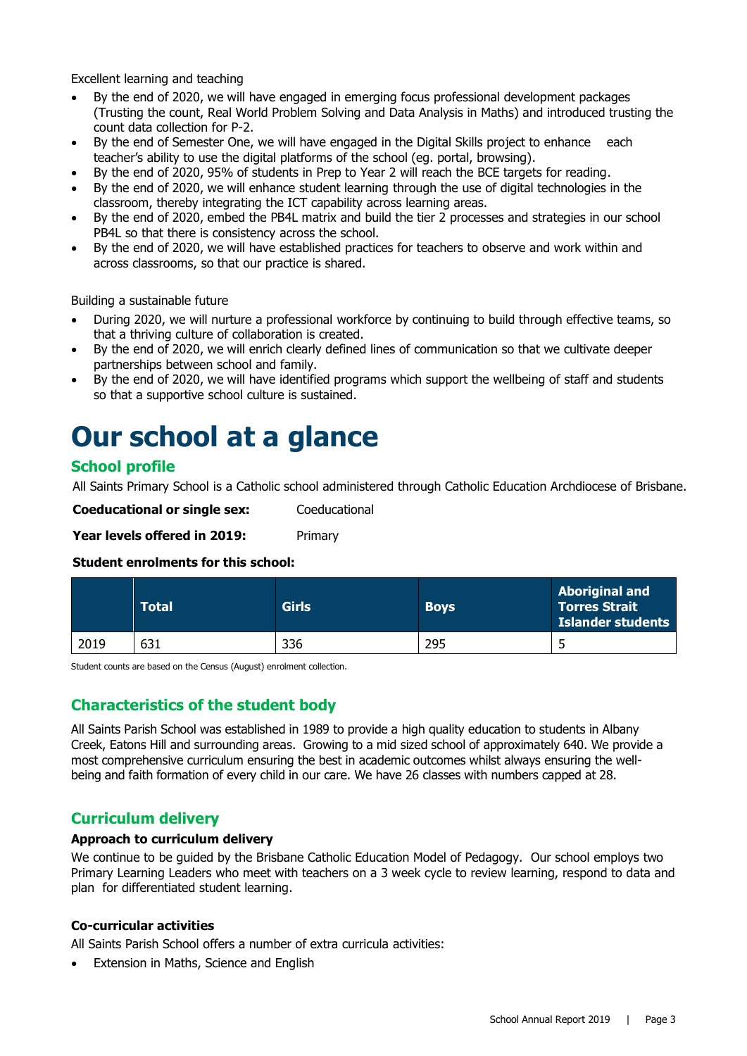Excellent learning and teaching

- By the end of 2020, we will have engaged in emerging focus professional development packages (Trusting the count, Real World Problem Solving and Data Analysis in Maths) and introduced trusting the count data collection for P-2.
- By the end of Semester One, we will have engaged in the Digital Skills project to enhance each teacher's ability to use the digital platforms of the school (eg. portal, browsing).
- By the end of 2020, 95% of students in Prep to Year 2 will reach the BCE targets for reading.
- By the end of 2020, we will enhance student learning through the use of digital technologies in the classroom, thereby integrating the ICT capability across learning areas.
- By the end of 2020, embed the PB4L matrix and build the tier 2 processes and strategies in our school PB4L so that there is consistency across the school.
- By the end of 2020, we will have established practices for teachers to observe and work within and across classrooms, so that our practice is shared.

Building a sustainable future

- During 2020, we will nurture a professional workforce by continuing to build through effective teams, so that a thriving culture of collaboration is created.
- By the end of 2020, we will enrich clearly defined lines of communication so that we cultivate deeper partnerships between school and family.
- By the end of 2020, we will have identified programs which support the wellbeing of staff and students so that a supportive school culture is sustained.

# Our school at a glance

## School profile

All Saints Primary School is a Catholic school administered through Catholic Education Archdiocese of Brisbane.

**Coeducational or single sex:** Coeducational

**Year levels offered in 2019:** Primary

**Student enrolments for this school:**

| | Total | Girls | Boys | Aboriginal and Torres Strait Islander students |
|---|---|---|---|---|
| 2019 | 631 | 336 | 295 | 5 |

Student counts are based on the Census (August) enrolment collection.

## Characteristics of the student body

All Saints Parish School was established in 1989 to provide a high quality education to students in Albany Creek, Eatons Hill and surrounding areas. Growing to a mid sized school of approximately 640. We provide a most comprehensive curriculum ensuring the best in academic outcomes whilst always ensuring the well-being and faith formation of every child in our care. We have 26 classes with numbers capped at 28.

## Curriculum delivery

### Approach to curriculum delivery

We continue to be guided by the Brisbane Catholic Education Model of Pedagogy. Our school employs two Primary Learning Leaders who meet with teachers on a 3 week cycle to review learning, respond to data and plan for differentiated student learning.

### Co-curricular activities

All Saints Parish School offers a number of extra curricula activities:

- Extension in Maths, Science and English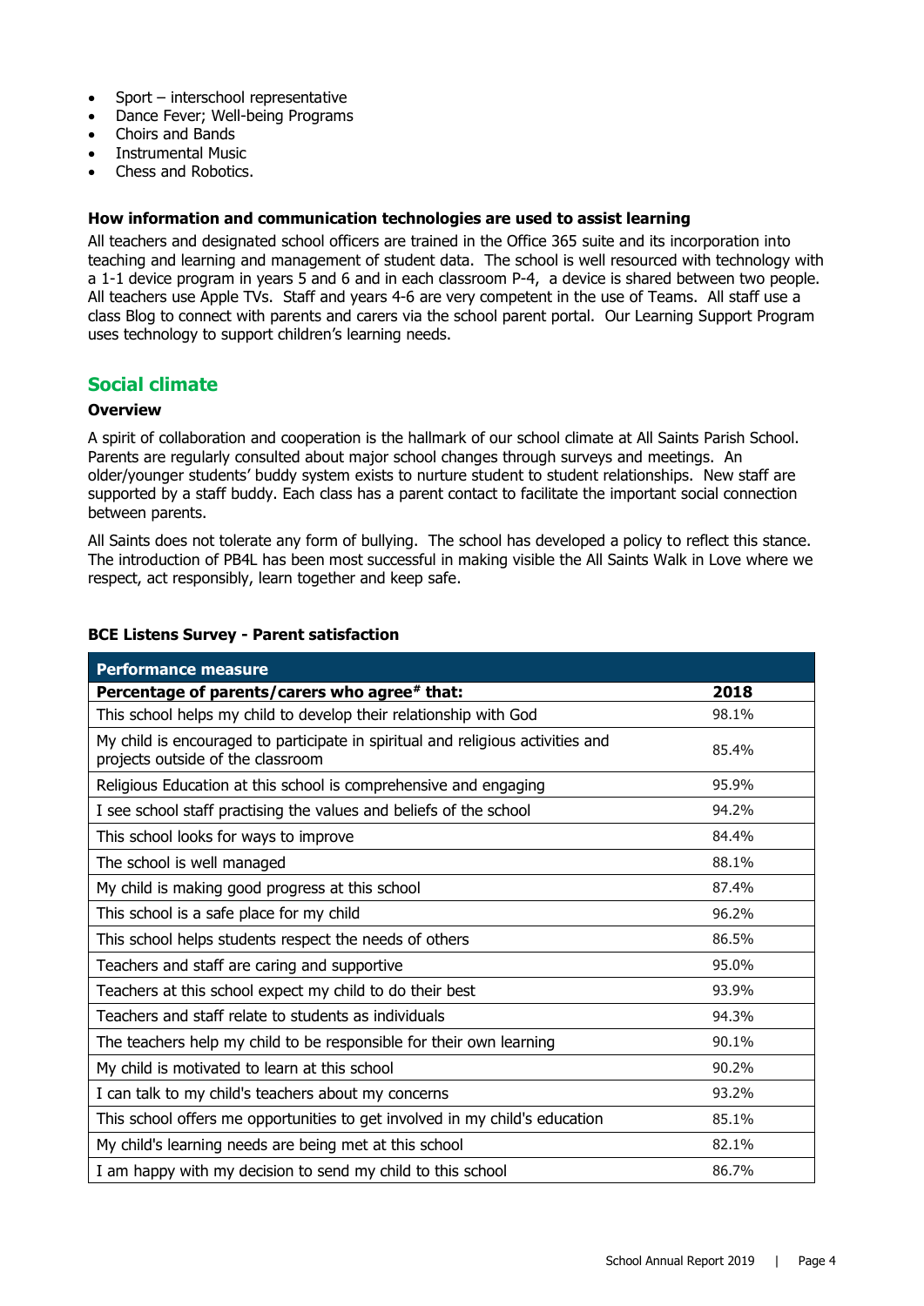- Sport – interschool representative
- Dance Fever; Well-being Programs
- Choirs and Bands
- Instrumental Music
- Chess and Robotics.

**How information and communication technologies are used to assist learning**

All teachers and designated school officers are trained in the Office 365 suite and its incorporation into teaching and learning and management of student data. The school is well resourced with technology with a 1-1 device program in years 5 and 6 and in each classroom P-4, a device is shared between two people. All teachers use Apple TVs. Staff and years 4-6 are very competent in the use of Teams. All staff use a class Blog to connect with parents and carers via the school parent portal. Our Learning Support Program uses technology to support children's learning needs.

## Social climate

**Overview**

A spirit of collaboration and cooperation is the hallmark of our school climate at All Saints Parish School. Parents are regularly consulted about major school changes through surveys and meetings. An older/younger students' buddy system exists to nurture student to student relationships. New staff are supported by a staff buddy. Each class has a parent contact to facilitate the important social connection between parents.

All Saints does not tolerate any form of bullying. The school has developed a policy to reflect this stance. The introduction of PB4L has been most successful in making visible the All Saints Walk in Love where we respect, act responsibly, learn together and keep safe.

**BCE Listens Survey - Parent satisfaction**

| Performance measure | |
|---|---|
| **Percentage of parents/carers who agree# that:** | **2018** |
| This school helps my child to develop their relationship with God | 98.1% |
| My child is encouraged to participate in spiritual and religious activities and projects outside of the classroom | 85.4% |
| Religious Education at this school is comprehensive and engaging | 95.9% |
| I see school staff practising the values and beliefs of the school | 94.2% |
| This school looks for ways to improve | 84.4% |
| The school is well managed | 88.1% |
| My child is making good progress at this school | 87.4% |
| This school is a safe place for my child | 96.2% |
| This school helps students respect the needs of others | 86.5% |
| Teachers and staff are caring and supportive | 95.0% |
| Teachers at this school expect my child to do their best | 93.9% |
| Teachers and staff relate to students as individuals | 94.3% |
| The teachers help my child to be responsible for their own learning | 90.1% |
| My child is motivated to learn at this school | 90.2% |
| I can talk to my child's teachers about my concerns | 93.2% |
| This school offers me opportunities to get involved in my child's education | 85.1% |
| My child's learning needs are being met at this school | 82.1% |
| I am happy with my decision to send my child to this school | 86.7% |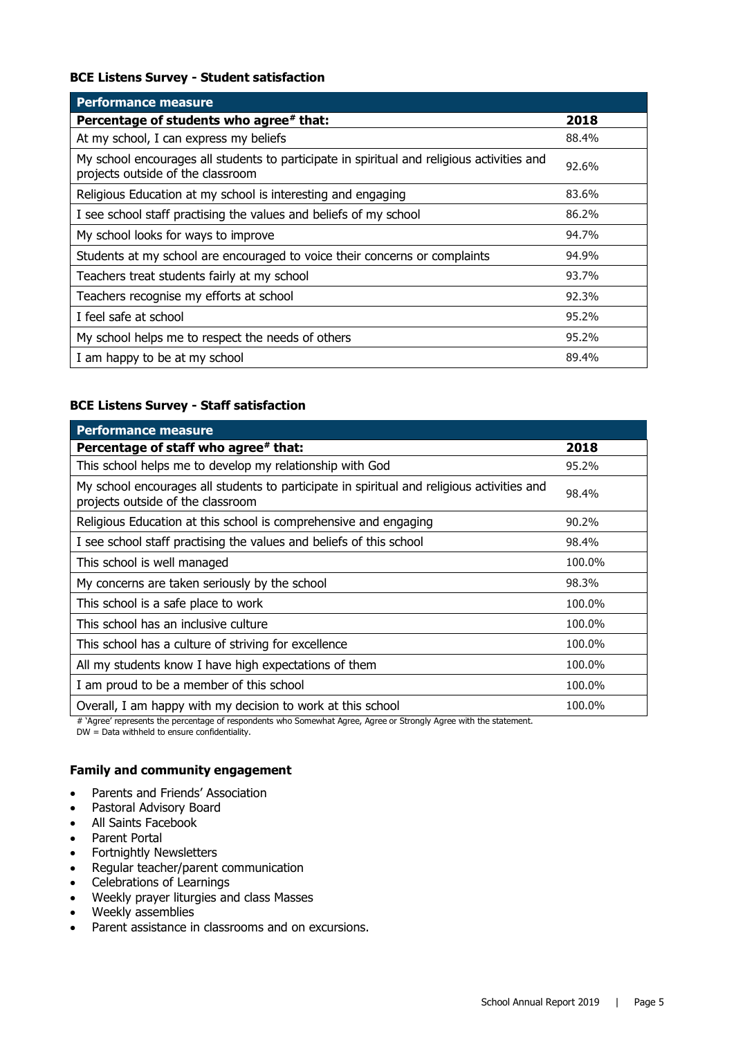### BCE Listens Survey - Student satisfaction

| Performance measure | |
|---|---|
| **Percentage of students who agree# that:** | **2018** |
| At my school, I can express my beliefs | 88.4% |
| My school encourages all students to participate in spiritual and religious activities and projects outside of the classroom | 92.6% |
| Religious Education at my school is interesting and engaging | 83.6% |
| I see school staff practising the values and beliefs of my school | 86.2% |
| My school looks for ways to improve | 94.7% |
| Students at my school are encouraged to voice their concerns or complaints | 94.9% |
| Teachers treat students fairly at my school | 93.7% |
| Teachers recognise my efforts at school | 92.3% |
| I feel safe at school | 95.2% |
| My school helps me to respect the needs of others | 95.2% |
| I am happy to be at my school | 89.4% |

### BCE Listens Survey - Staff satisfaction

| Performance measure | |
|---|---|
| **Percentage of staff who agree# that:** | **2018** |
| This school helps me to develop my relationship with God | 95.2% |
| My school encourages all students to participate in spiritual and religious activities and projects outside of the classroom | 98.4% |
| Religious Education at this school is comprehensive and engaging | 90.2% |
| I see school staff practising the values and beliefs of this school | 98.4% |
| This school is well managed | 100.0% |
| My concerns are taken seriously by the school | 98.3% |
| This school is a safe place to work | 100.0% |
| This school has an inclusive culture | 100.0% |
| This school has a culture of striving for excellence | 100.0% |
| All my students know I have high expectations of them | 100.0% |
| I am proud to be a member of this school | 100.0% |
| Overall, I am happy with my decision to work at this school | 100.0% |

# 'Agree' represents the percentage of respondents who Somewhat Agree, Agree or Strongly Agree with the statement.
DW = Data withheld to ensure confidentiality.

### Family and community engagement

- Parents and Friends' Association
- Pastoral Advisory Board
- All Saints Facebook
- Parent Portal
- Fortnightly Newsletters
- Regular teacher/parent communication
- Celebrations of Learnings
- Weekly prayer liturgies and class Masses
- Weekly assemblies
- Parent assistance in classrooms and on excursions.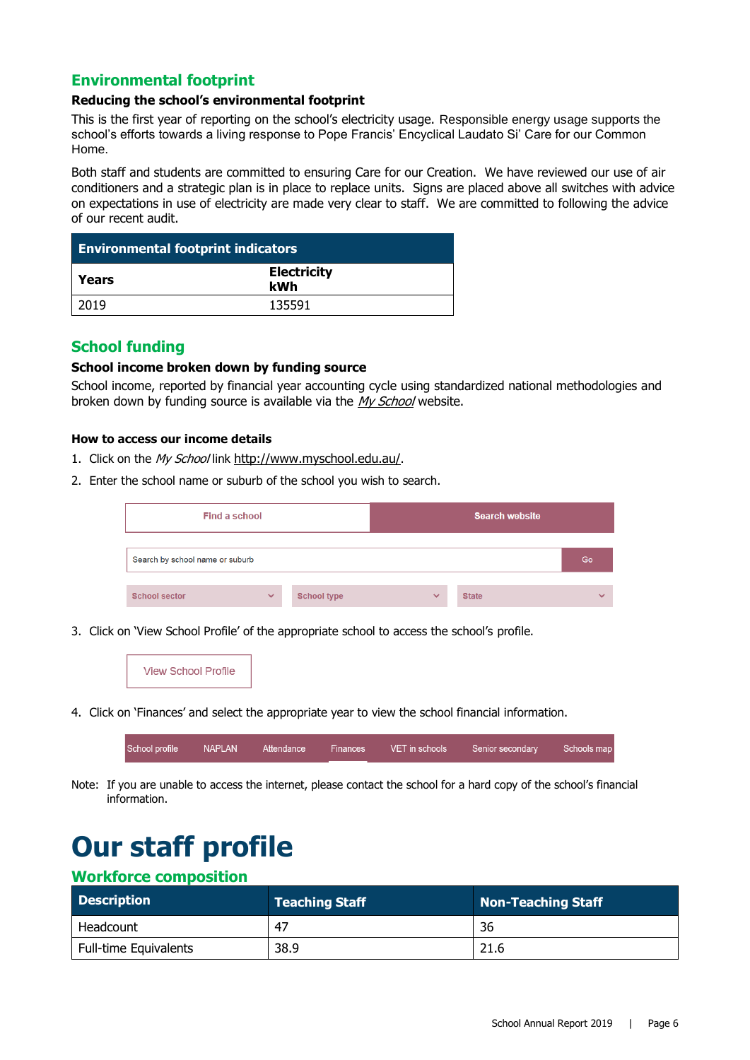## Environmental footprint

### Reducing the school's environmental footprint

This is the first year of reporting on the school's electricity usage. Responsible energy usage supports the school's efforts towards a living response to Pope Francis' Encyclical Laudato Si' Care for our Common Home.

Both staff and students are committed to ensuring Care for our Creation. We have reviewed our use of air conditioners and a strategic plan is in place to replace units. Signs are placed above all switches with advice on expectations in use of electricity are made very clear to staff. We are committed to following the advice of our recent audit.

| Environmental footprint indicators | |
|---|---|
| **Years** | **Electricity kWh** |
| 2019 | 135591 |

## School funding

### School income broken down by funding source

School income, reported by financial year accounting cycle using standardized national methodologies and broken down by funding source is available via the *My School* website.

### How to access our income details

1. Click on the *My School* link http://www.myschool.edu.au/.
2. Enter the school name or suburb of the school you wish to search.

   Find a school | Search website

   Search by school name or suburb | Go

   School sector | School type | State

3. Click on 'View School Profile' of the appropriate school to access the school's profile.

   View School Profile

4. Click on 'Finances' and select the appropriate year to view the school financial information.

   School profile | NAPLAN | Attendance | Finances | VET in schools | Senior secondary | Schools map

Note: If you are unable to access the internet, please contact the school for a hard copy of the school's financial information.

# Our staff profile

## Workforce composition

| Description | Teaching Staff | Non-Teaching Staff |
|---|---|---|
| Headcount | 47 | 36 |
| Full-time Equivalents | 38.9 | 21.6 |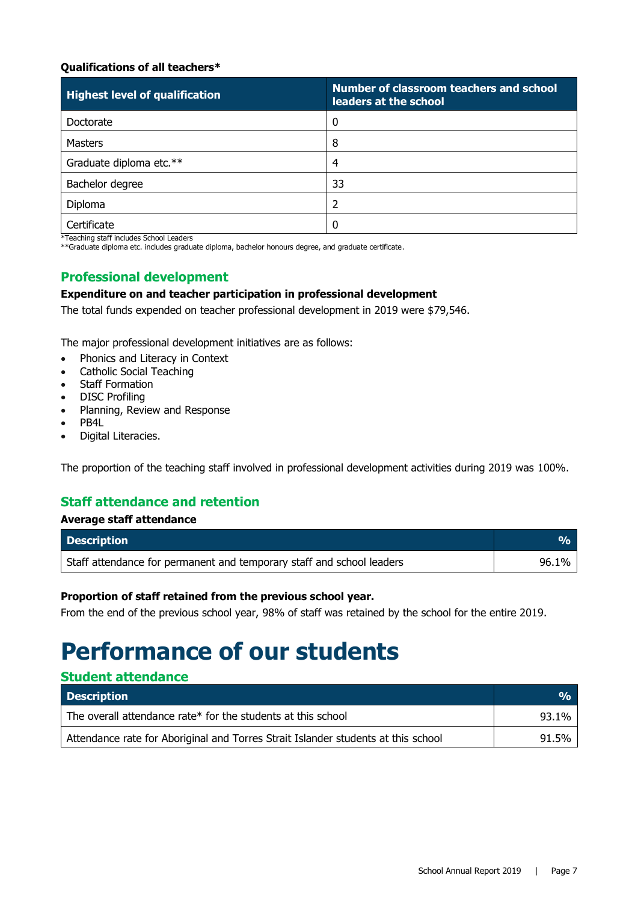**Qualifications of all teachers***

| Highest level of qualification | Number of classroom teachers and school leaders at the school |
|---|---|
| Doctorate | 0 |
| Masters | 8 |
| Graduate diploma etc.** | 4 |
| Bachelor degree | 33 |
| Diploma | 2 |
| Certificate | 0 |

*Teaching staff includes School Leaders
**Graduate diploma etc. includes graduate diploma, bachelor honours degree, and graduate certificate.

## Professional development

**Expenditure on and teacher participation in professional development**

The total funds expended on teacher professional development in 2019 were $79,546.

The major professional development initiatives are as follows:

- Phonics and Literacy in Context
- Catholic Social Teaching
- Staff Formation
- DISC Profiling
- Planning, Review and Response
- PB4L
- Digital Literacies.

The proportion of the teaching staff involved in professional development activities during 2019 was 100%.

## Staff attendance and retention

**Average staff attendance**

| Description | % |
|---|---|
| Staff attendance for permanent and temporary staff and school leaders | 96.1% |

**Proportion of staff retained from the previous school year.**

From the end of the previous school year, 98% of staff was retained by the school for the entire 2019.

# Performance of our students

## Student attendance

| Description | % |
|---|---|
| The overall attendance rate* for the students at this school | 93.1% |
| Attendance rate for Aboriginal and Torres Strait Islander students at this school | 91.5% |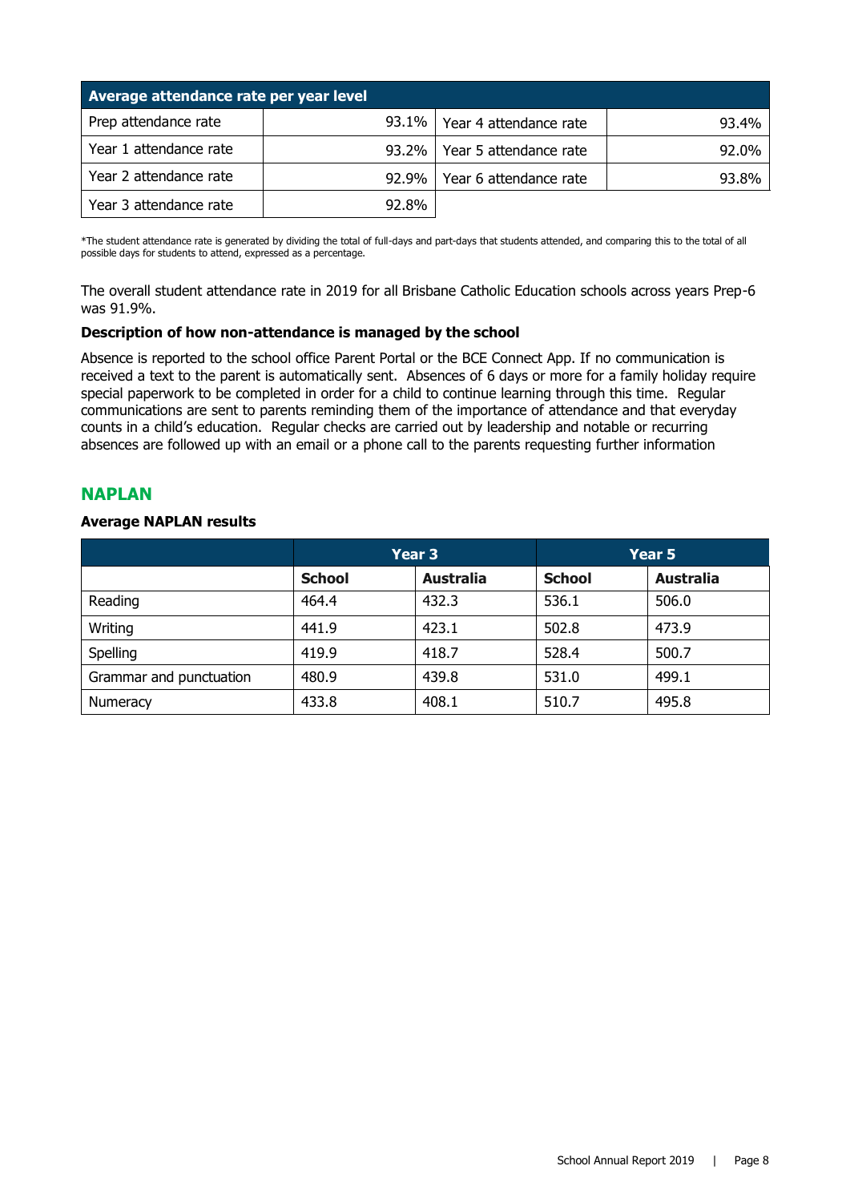| Average attendance rate per year level | | | |
|---|---|---|---|
| Prep attendance rate | 93.1% | Year 4 attendance rate | 93.4% |
| Year 1 attendance rate | 93.2% | Year 5 attendance rate | 92.0% |
| Year 2 attendance rate | 92.9% | Year 6 attendance rate | 93.8% |
| Year 3 attendance rate | 92.8% | | |

*The student attendance rate is generated by dividing the total of full-days and part-days that students attended, and comparing this to the total of all possible days for students to attend, expressed as a percentage.

The overall student attendance rate in 2019 for all Brisbane Catholic Education schools across years Prep-6 was 91.9%.

**Description of how non-attendance is managed by the school**

Absence is reported to the school office Parent Portal or the BCE Connect App. If no communication is received a text to the parent is automatically sent. Absences of 6 days or more for a family holiday require special paperwork to be completed in order for a child to continue learning through this time. Regular communications are sent to parents reminding them of the importance of attendance and that everyday counts in a child's education. Regular checks are carried out by leadership and notable or recurring absences are followed up with an email or a phone call to the parents requesting further information

## NAPLAN

**Average NAPLAN results**

| | Year 3 | | Year 5 | |
|---|---|---|---|---|
| | **School** | **Australia** | **School** | **Australia** |
| Reading | 464.4 | 432.3 | 536.1 | 506.0 |
| Writing | 441.9 | 423.1 | 502.8 | 473.9 |
| Spelling | 419.9 | 418.7 | 528.4 | 500.7 |
| Grammar and punctuation | 480.9 | 439.8 | 531.0 | 499.1 |
| Numeracy | 433.8 | 408.1 | 510.7 | 495.8 |